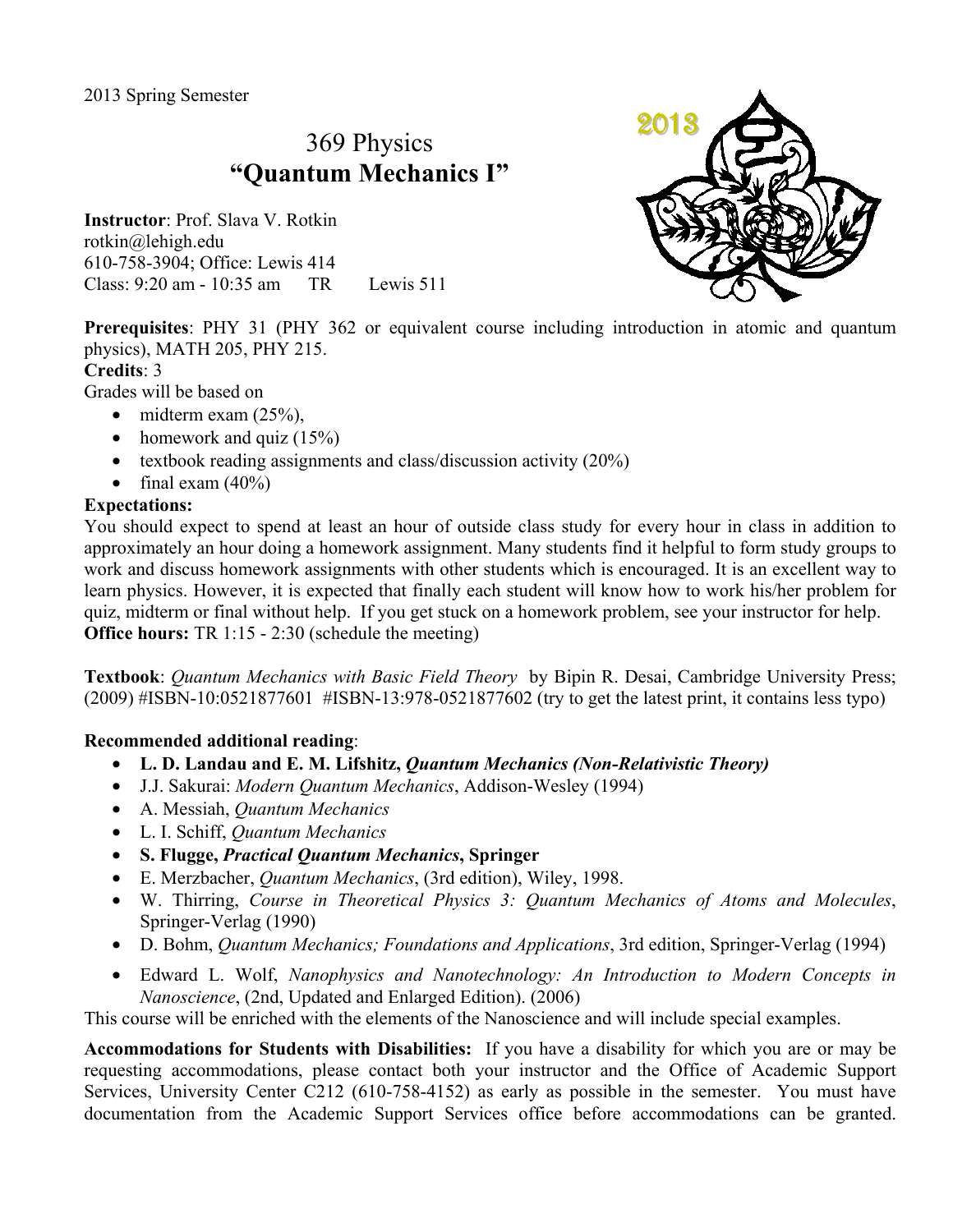2013 Spring Semester

# 369 Physics
# "Quantum Mechanics I"

**Instructor**: Prof. Slava V. Rotkin
rotkin@lehigh.edu
610-758-3904; Office: Lewis 414
Class: 9:20 am - 10:35 am TR Lewis 511

**Prerequisites**: PHY 31 (PHY 362 or equivalent course including introduction in atomic and quantum physics), MATH 205, PHY 215.

**Credits**: 3

Grades will be based on

- midterm exam (25%),
- homework and quiz (15%)
- textbook reading assignments and class/discussion activity (20%)
- final exam (40%)

**Expectations:**

You should expect to spend at least an hour of outside class study for every hour in class in addition to approximately an hour doing a homework assignment. Many students find it helpful to form study groups to work and discuss homework assignments with other students which is encouraged. It is an excellent way to learn physics. However, it is expected that finally each student will know how to work his/her problem for quiz, midterm or final without help. If you get stuck on a homework problem, see your instructor for help.

**Office hours:** TR 1:15 - 2:30 (schedule the meeting)

**Textbook**: *Quantum Mechanics with Basic Field Theory* by Bipin R. Desai, Cambridge University Press; (2009) #ISBN-10:0521877601 #ISBN-13:978-0521877602 (try to get the latest print, it contains less typo)

**Recommended additional reading**:

- **L. D. Landau and E. M. Lifshitz, *Quantum Mechanics (Non-Relativistic Theory)***
- J.J. Sakurai: *Modern Quantum Mechanics*, Addison-Wesley (1994)
- A. Messiah, *Quantum Mechanics*
- L. I. Schiff, *Quantum Mechanics*
- **S. Flugge, *Practical Quantum Mechanics*, Springer**
- E. Merzbacher, *Quantum Mechanics*, (3rd edition), Wiley, 1998.
- W. Thirring, *Course in Theoretical Physics 3: Quantum Mechanics of Atoms and Molecules*, Springer-Verlag (1990)
- D. Bohm, *Quantum Mechanics; Foundations and Applications*, 3rd edition, Springer-Verlag (1994)
- Edward L. Wolf, *Nanophysics and Nanotechnology: An Introduction to Modern Concepts in Nanoscience*, (2nd, Updated and Enlarged Edition). (2006)

This course will be enriched with the elements of the Nanoscience and will include special examples.

**Accommodations for Students with Disabilities:** If you have a disability for which you are or may be requesting accommodations, please contact both your instructor and the Office of Academic Support Services, University Center C212 (610-758-4152) as early as possible in the semester. You must have documentation from the Academic Support Services office before accommodations can be granted.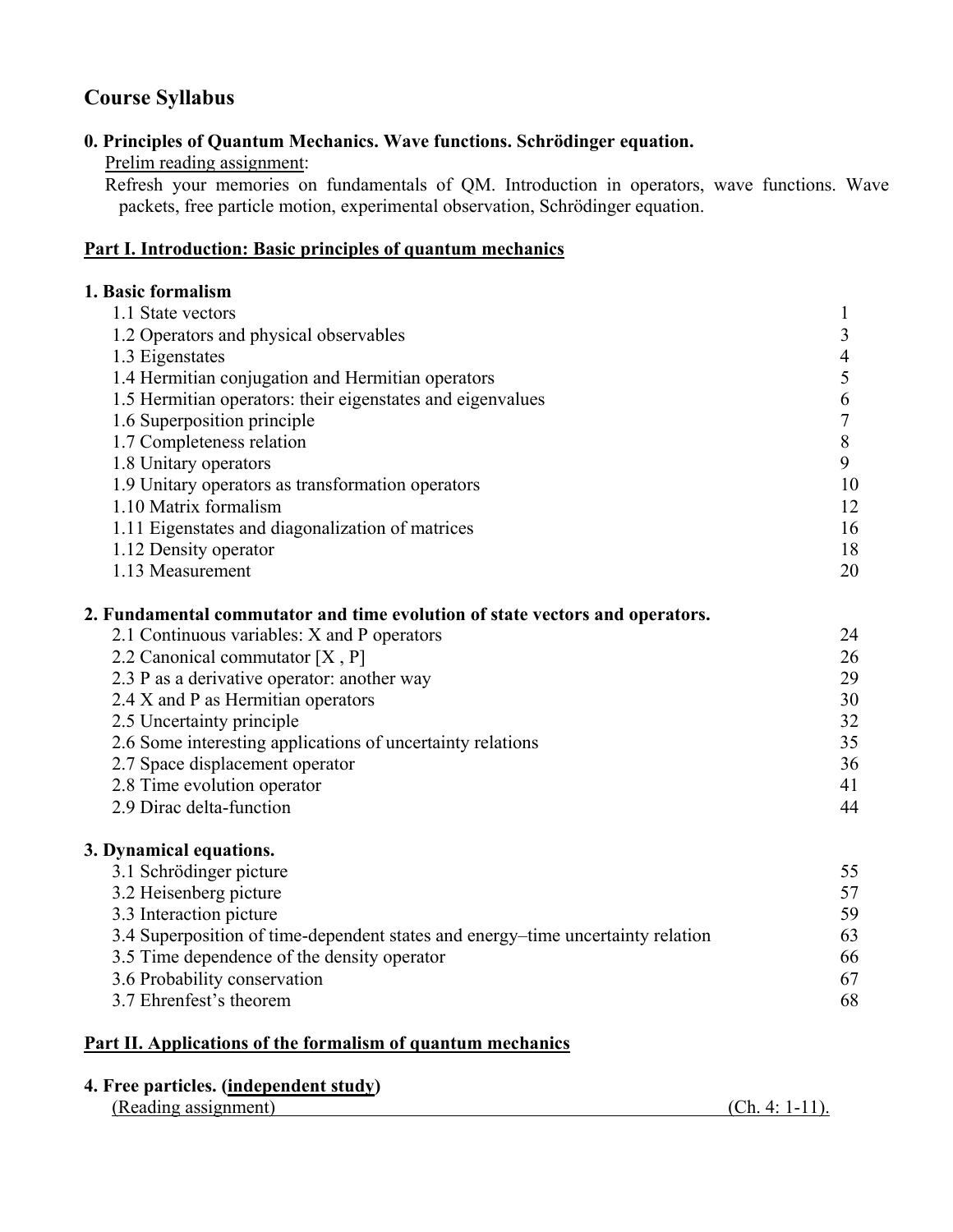# Course Syllabus

**0. Principles of Quantum Mechanics. Wave functions. Schrödinger equation.**

Prelim reading assignment:

Refresh your memories on fundamentals of QM. Introduction in operators, wave functions. Wave packets, free particle motion, experimental observation, Schrödinger equation.

## Part I. Introduction: Basic principles of quantum mechanics

### 1. Basic formalism

| | |
|---|---|
| 1.1 State vectors | 1 |
| 1.2 Operators and physical observables | 3 |
| 1.3 Eigenstates | 4 |
| 1.4 Hermitian conjugation and Hermitian operators | 5 |
| 1.5 Hermitian operators: their eigenstates and eigenvalues | 6 |
| 1.6 Superposition principle | 7 |
| 1.7 Completeness relation | 8 |
| 1.8 Unitary operators | 9 |
| 1.9 Unitary operators as transformation operators | 10 |
| 1.10 Matrix formalism | 12 |
| 1.11 Eigenstates and diagonalization of matrices | 16 |
| 1.12 Density operator | 18 |
| 1.13 Measurement | 20 |

### 2. Fundamental commutator and time evolution of state vectors and operators.

| | |
|---|---|
| 2.1 Continuous variables: X and P operators | 24 |
| 2.2 Canonical commutator [X , P] | 26 |
| 2.3 P as a derivative operator: another way | 29 |
| 2.4 X and P as Hermitian operators | 30 |
| 2.5 Uncertainty principle | 32 |
| 2.6 Some interesting applications of uncertainty relations | 35 |
| 2.7 Space displacement operator | 36 |
| 2.8 Time evolution operator | 41 |
| 2.9 Dirac delta-function | 44 |

### 3. Dynamical equations.

| | |
|---|---|
| 3.1 Schrödinger picture | 55 |
| 3.2 Heisenberg picture | 57 |
| 3.3 Interaction picture | 59 |
| 3.4 Superposition of time-dependent states and energy–time uncertainty relation | 63 |
| 3.5 Time dependence of the density operator | 66 |
| 3.6 Probability conservation | 67 |
| 3.7 Ehrenfest's theorem | 68 |

## Part II. Applications of the formalism of quantum mechanics

### 4. Free particles. (independent study)

(Reading assignment) (Ch. 4: 1-11).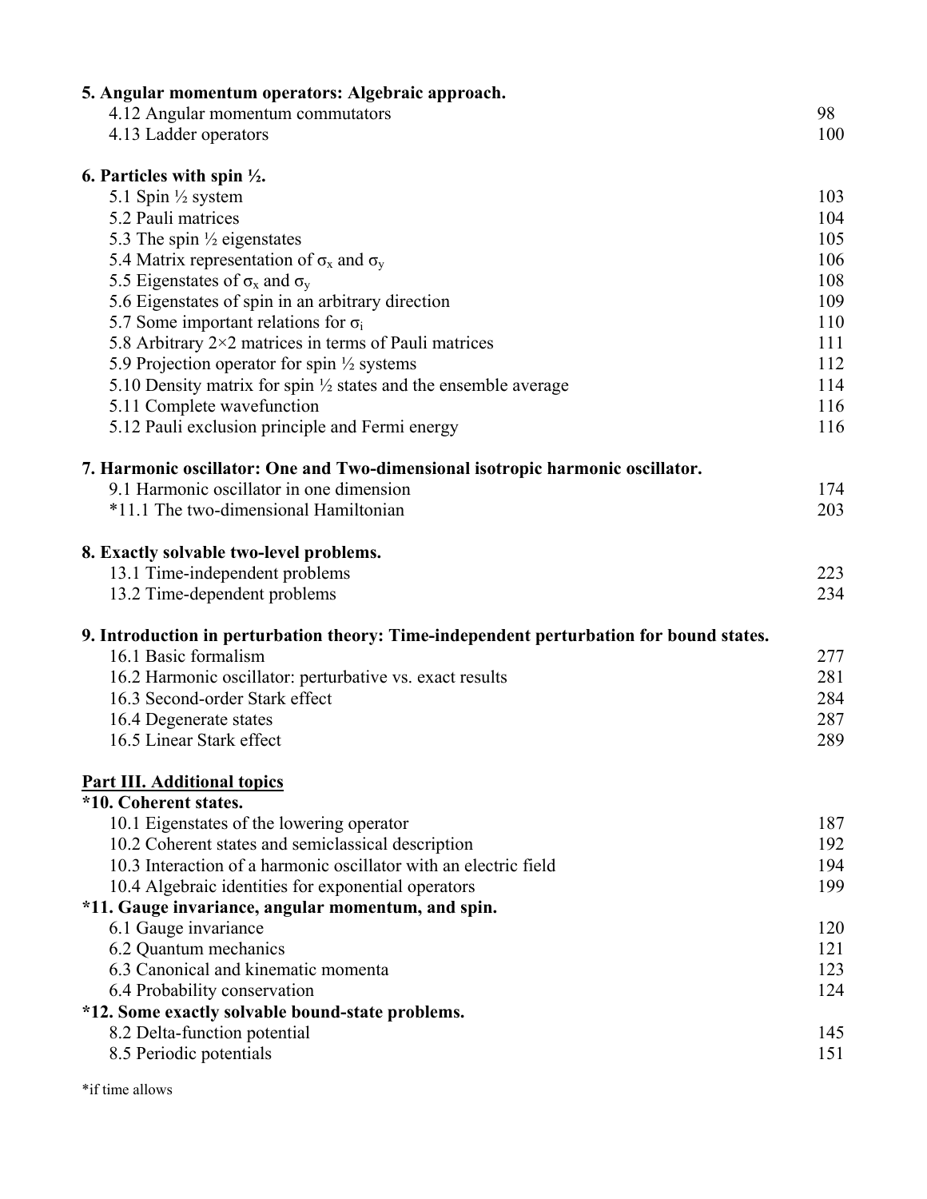**5. Angular momentum operators: Algebraic approach.**

| | |
|---|---|
| 4.12 Angular momentum commutators | 98 |
| 4.13 Ladder operators | 100 |

**6. Particles with spin ½.**

| | |
|---|---|
| 5.1 Spin ½ system | 103 |
| 5.2 Pauli matrices | 104 |
| 5.3 The spin ½ eigenstates | 105 |
| 5.4 Matrix representation of $\sigma_x$ and $\sigma_y$ | 106 |
| 5.5 Eigenstates of $\sigma_x$ and $\sigma_y$ | 108 |
| 5.6 Eigenstates of spin in an arbitrary direction | 109 |
| 5.7 Some important relations for $\sigma_i$ | 110 |
| 5.8 Arbitrary 2×2 matrices in terms of Pauli matrices | 111 |
| 5.9 Projection operator for spin ½ systems | 112 |
| 5.10 Density matrix for spin ½ states and the ensemble average | 114 |
| 5.11 Complete wavefunction | 116 |
| 5.12 Pauli exclusion principle and Fermi energy | 116 |

**7. Harmonic oscillator: One and Two-dimensional isotropic harmonic oscillator.**

| | |
|---|---|
| 9.1 Harmonic oscillator in one dimension | 174 |
| *11.1 The two-dimensional Hamiltonian | 203 |

**8. Exactly solvable two-level problems.**

| | |
|---|---|
| 13.1 Time-independent problems | 223 |
| 13.2 Time-dependent problems | 234 |

**9. Introduction in perturbation theory: Time-independent perturbation for bound states.**

| | |
|---|---|
| 16.1 Basic formalism | 277 |
| 16.2 Harmonic oscillator: perturbative vs. exact results | 281 |
| 16.3 Second-order Stark effect | 284 |
| 16.4 Degenerate states | 287 |
| 16.5 Linear Stark effect | 289 |

## Part III. Additional topics

**\*10. Coherent states.**

| | |
|---|---|
| 10.1 Eigenstates of the lowering operator | 187 |
| 10.2 Coherent states and semiclassical description | 192 |
| 10.3 Interaction of a harmonic oscillator with an electric field | 194 |
| 10.4 Algebraic identities for exponential operators | 199 |

**\*11. Gauge invariance, angular momentum, and spin.**

| | |
|---|---|
| 6.1 Gauge invariance | 120 |
| 6.2 Quantum mechanics | 121 |
| 6.3 Canonical and kinematic momenta | 123 |
| 6.4 Probability conservation | 124 |

**\*12. Some exactly solvable bound-state problems.**

| | |
|---|---|
| 8.2 Delta-function potential | 145 |
| 8.5 Periodic potentials | 151 |

*if time allows